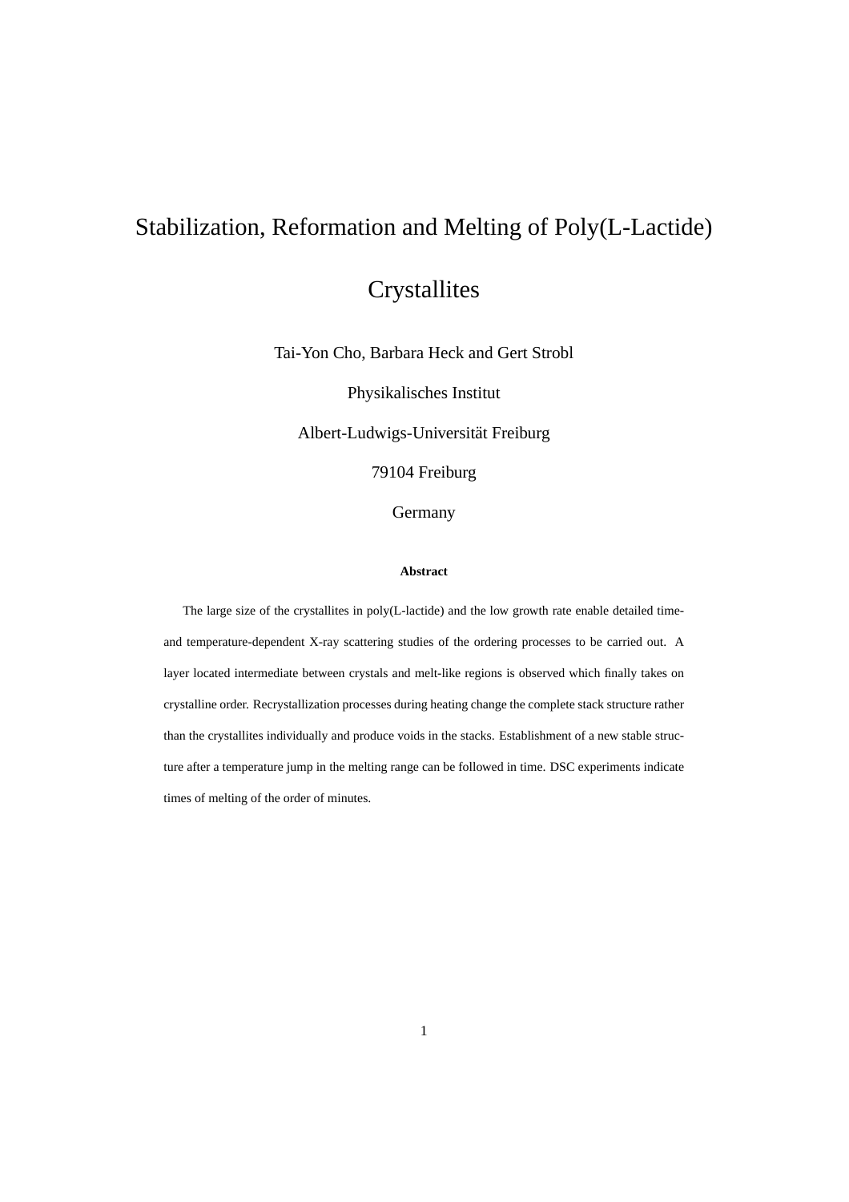# Stabilization, Reformation and Melting of Poly(L-Lactide) Crystallites

Tai-Yon Cho, Barbara Heck and Gert Strobl

Physikalisches Institut

Albert-Ludwigs-Universität Freiburg

79104 Freiburg

Germany

### Abstract

The large size of the crystallites in poly(L-lactide) and the low growth rate enable detailed time- and temperature-dependent X-ray scattering studies of the ordering processes to be carried out. A layer located intermediate between crystals and melt-like regions is observed which finally takes on crystalline order. Recrystallization processes during heating change the complete stack structure rather than the crystallites individually and produce voids in the stacks. Establishment of a new stable structure after a temperature jump in the melting range can be followed in time. DSC experiments indicate times of melting of the order of minutes.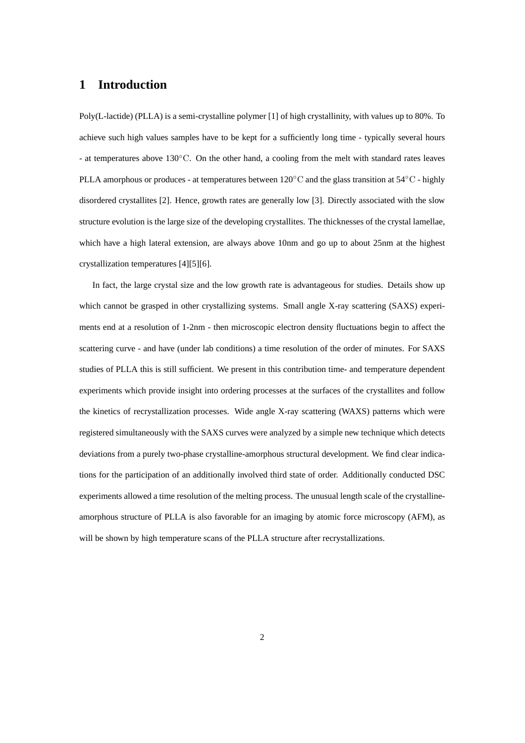# 1 Introduction

Poly(L-lactide) (PLLA) is a semi-crystalline polymer [1] of high crystallinity, with values up to 80%. To achieve such high values samples have to be kept for a sufficiently long time - typically several hours - at temperatures above $130^{\circ}\mathrm{C}$. On the other hand, a cooling from the melt with standard rates leaves PLLA amorphous or produces - at temperatures between $120^{\circ}\mathrm{C}$ and the glass transition at $54^{\circ}\mathrm{C}$ - highly disordered crystallites [2]. Hence, growth rates are generally low [3]. Directly associated with the slow structure evolution is the large size of the developing crystallites. The thicknesses of the crystal lamellae, which have a high lateral extension, are always above 10nm and go up to about 25nm at the highest crystallization temperatures [4][5][6].

In fact, the large crystal size and the low growth rate is advantageous for studies. Details show up which cannot be grasped in other crystallizing systems. Small angle X-ray scattering (SAXS) experiments end at a resolution of 1-2nm - then microscopic electron density fluctuations begin to affect the scattering curve - and have (under lab conditions) a time resolution of the order of minutes. For SAXS studies of PLLA this is still sufficient. We present in this contribution time- and temperature dependent experiments which provide insight into ordering processes at the surfaces of the crystallites and follow the kinetics of recrystallization processes. Wide angle X-ray scattering (WAXS) patterns which were registered simultaneously with the SAXS curves were analyzed by a simple new technique which detects deviations from a purely two-phase crystalline-amorphous structural development. We find clear indications for the participation of an additionally involved third state of order. Additionally conducted DSC experiments allowed a time resolution of the melting process. The unusual length scale of the crystalline-amorphous structure of PLLA is also favorable for an imaging by atomic force microscopy (AFM), as will be shown by high temperature scans of the PLLA structure after recrystallizations.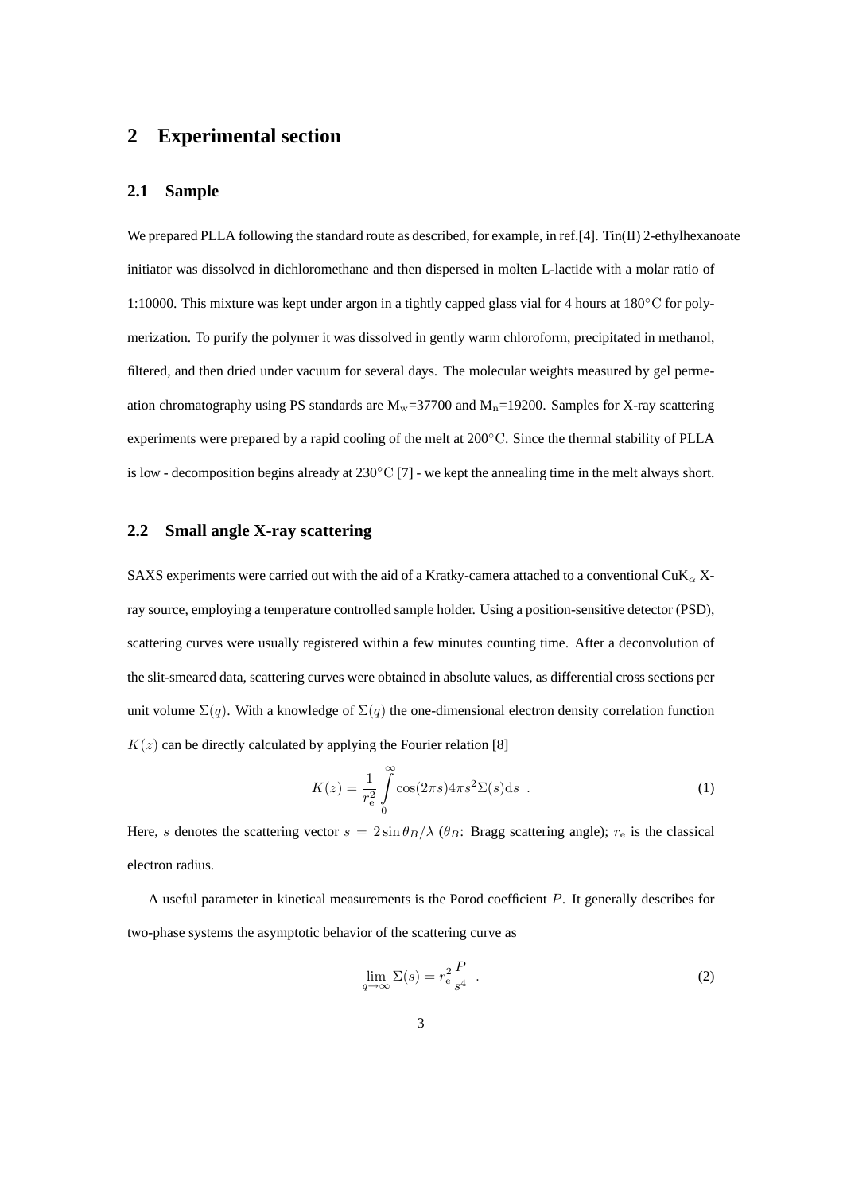# 2 Experimental section

## 2.1 Sample

We prepared PLLA following the standard route as described, for example, in ref.[4]. Tin(II) 2-ethylhexanoate initiator was dissolved in dichloromethane and then dispersed in molten L-lactide with a molar ratio of 1:10000. This mixture was kept under argon in a tightly capped glass vial for 4 hours at $180^{\circ}\mathrm{C}$ for polymerization. To purify the polymer it was dissolved in gently warm chloroform, precipitated in methanol, filtered, and then dried under vacuum for several days. The molecular weights measured by gel permeation chromatography using PS standards are $M_w$=37700 and $M_n$=19200. Samples for X-ray scattering experiments were prepared by a rapid cooling of the melt at $200^{\circ}\mathrm{C}$. Since the thermal stability of PLLA is low - decomposition begins already at $230^{\circ}\mathrm{C}$ [7] - we kept the annealing time in the melt always short.

## 2.2 Small angle X-ray scattering

SAXS experiments were carried out with the aid of a Kratky-camera attached to a conventional $\mathrm{CuK}_{\alpha}$ X-ray source, employing a temperature controlled sample holder. Using a position-sensitive detector (PSD), scattering curves were usually registered within a few minutes counting time. After a deconvolution of the slit-smeared data, scattering curves were obtained in absolute values, as differential cross sections per unit volume $\Sigma(q)$. With a knowledge of $\Sigma(q)$ the one-dimensional electron density correlation function $K(z)$ can be directly calculated by applying the Fourier relation [8]

$$K(z) = \frac{1}{r_{\mathrm{e}}^2} \int_0^{\infty} \cos(2\pi s) 4\pi s^2 \Sigma(s) \mathrm{d}s \ . \tag{1}$$

Here, $s$ denotes the scattering vector $s = 2\sin\theta_B/\lambda$ ($\theta_B$: Bragg scattering angle); $r_{\mathrm{e}}$ is the classical electron radius.

A useful parameter in kinetical measurements is the Porod coefficient $P$. It generally describes for two-phase systems the asymptotic behavior of the scattering curve as

$$\lim_{q\to\infty} \Sigma(s) = r_{\mathrm{e}}^2 \frac{P}{s^4} \ . \tag{2}$$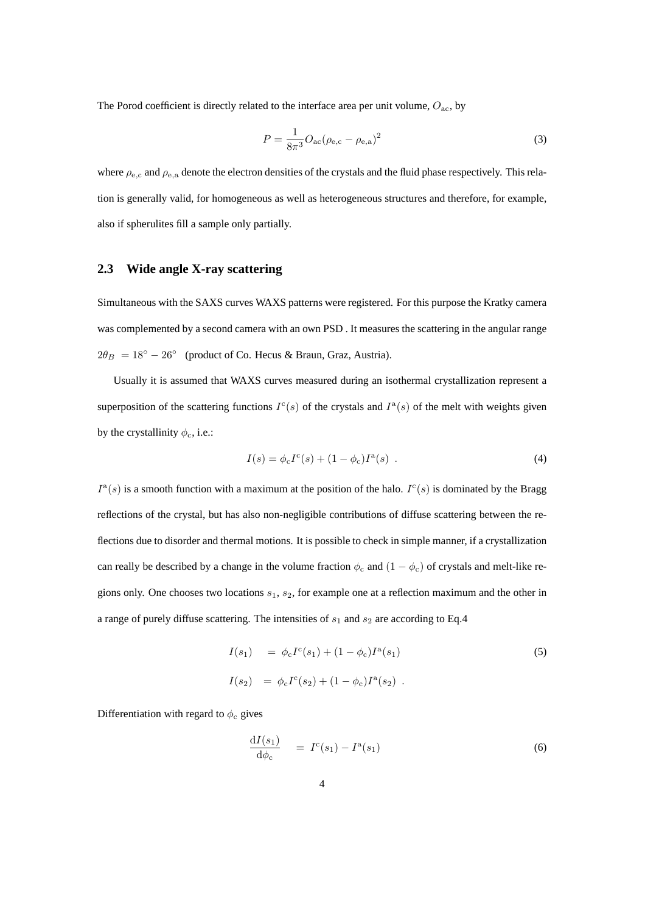The Porod coefficient is directly related to the interface area per unit volume, $O_{\mathrm{ac}}$, by

$$P = \frac{1}{8\pi^3} O_{\mathrm{ac}} (\rho_{\mathrm{e,c}} - \rho_{\mathrm{e,a}})^2 \tag{3}$$

where $\rho_{\mathrm{e,c}}$ and $\rho_{\mathrm{e,a}}$ denote the electron densities of the crystals and the fluid phase respectively. This relation is generally valid, for homogeneous as well as heterogeneous structures and therefore, for example, also if spherulites fill a sample only partially.

## 2.3 Wide angle X-ray scattering

Simultaneous with the SAXS curves WAXS patterns were registered. For this purpose the Kratky camera was complemented by a second camera with an own PSD . It measures the scattering in the angular range $2\theta_B = 18^\circ - 26^\circ$ (product of Co. Hecus & Braun, Graz, Austria).

Usually it is assumed that WAXS curves measured during an isothermal crystallization represent a superposition of the scattering functions $I^{\mathrm{c}}(s)$ of the crystals and $I^{\mathrm{a}}(s)$ of the melt with weights given by the crystallinity $\phi_{\mathrm{c}}$, i.e.:

$$I(s) = \phi_{\mathrm{c}} I^{\mathrm{c}}(s) + (1 - \phi_{\mathrm{c}}) I^{\mathrm{a}}(s) \ . \tag{4}$$

$I^{\mathrm{a}}(s)$ is a smooth function with a maximum at the position of the halo. $I^{\mathrm{c}}(s)$ is dominated by the Bragg reflections of the crystal, but has also non-negligible contributions of diffuse scattering between the reflections due to disorder and thermal motions. It is possible to check in simple manner, if a crystallization can really be described by a change in the volume fraction $\phi_{\mathrm{c}}$ and $(1 - \phi_{\mathrm{c}})$ of crystals and melt-like regions only. One chooses two locations $s_1$, $s_2$, for example one at a reflection maximum and the other in a range of purely diffuse scattering. The intensities of $s_1$ and $s_2$ are according to Eq.4

$$\begin{aligned} I(s_1) &= \phi_{\mathrm{c}} I^{\mathrm{c}}(s_1) + (1 - \phi_{\mathrm{c}}) I^{\mathrm{a}}(s_1) \\ I(s_2) &= \phi_{\mathrm{c}} I^{\mathrm{c}}(s_2) + (1 - \phi_{\mathrm{c}}) I^{\mathrm{a}}(s_2) \ . \end{aligned} \tag{5}$$

Differentiation with regard to $\phi_{\mathrm{c}}$ gives

$$\frac{\mathrm{d}I(s_1)}{\mathrm{d}\phi_{\mathrm{c}}} = I^{\mathrm{c}}(s_1) - I^{\mathrm{a}}(s_1) \tag{6}$$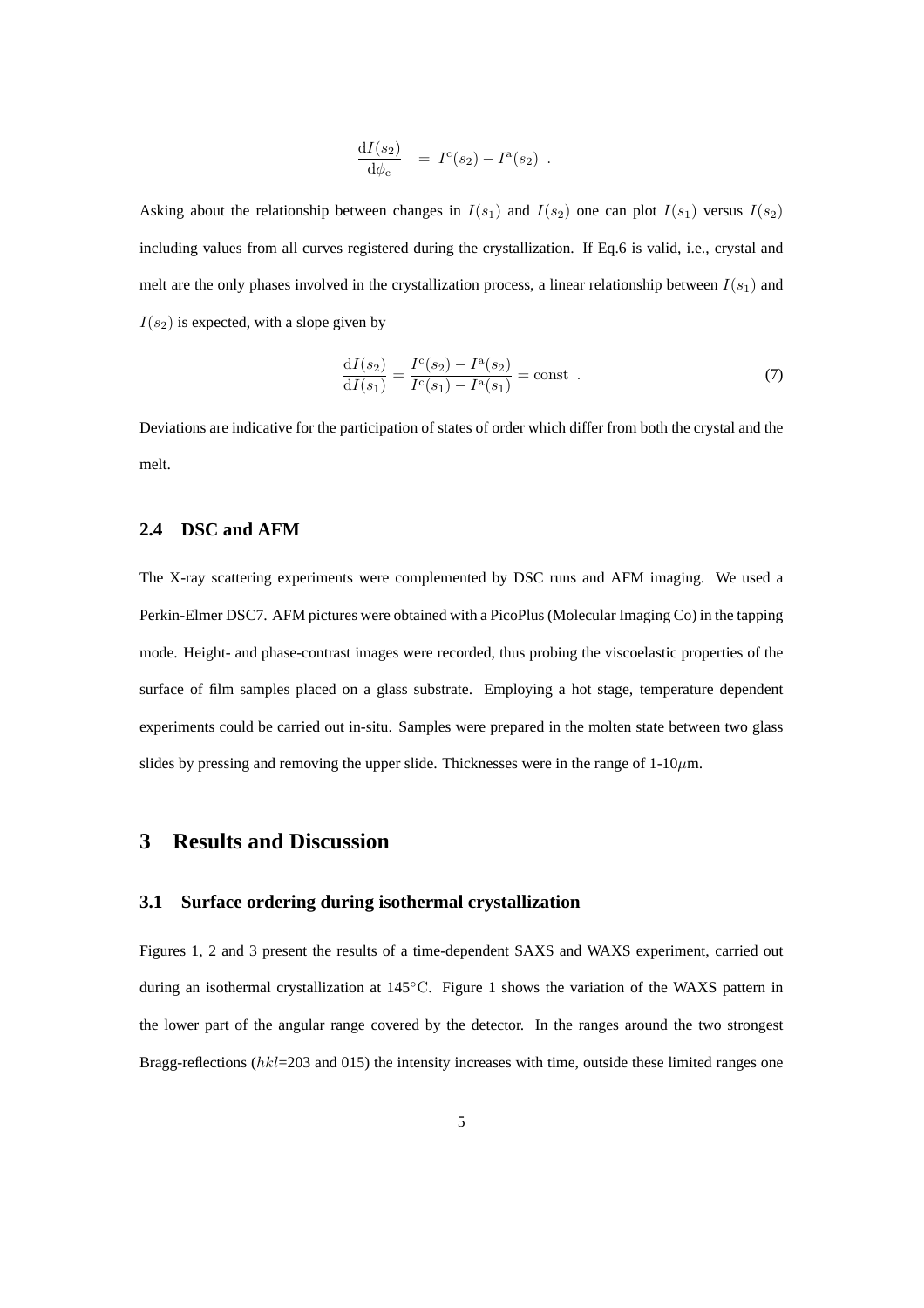$$\frac{\mathrm{d}I(s_2)}{\mathrm{d}\phi_\mathrm{c}} \ = I^\mathrm{c}(s_2) - I^\mathrm{a}(s_2) \ .$$

Asking about the relationship between changes in $I(s_1)$ and $I(s_2)$ one can plot $I(s_1)$ versus $I(s_2)$ including values from all curves registered during the crystallization. If Eq.6 is valid, i.e., crystal and melt are the only phases involved in the crystallization process, a linear relationship between $I(s_1)$ and $I(s_2)$ is expected, with a slope given by

$$\frac{\mathrm{d}I(s_2)}{\mathrm{d}I(s_1)} = \frac{I^\mathrm{c}(s_2) - I^\mathrm{a}(s_2)}{I^\mathrm{c}(s_1) - I^\mathrm{a}(s_1)} = \mathrm{const} \ . \tag{7}$$

Deviations are indicative for the participation of states of order which differ from both the crystal and the melt.

### 2.4 DSC and AFM

The X-ray scattering experiments were complemented by DSC runs and AFM imaging. We used a Perkin-Elmer DSC7. AFM pictures were obtained with a PicoPlus (Molecular Imaging Co) in the tapping mode. Height- and phase-contrast images were recorded, thus probing the viscoelastic properties of the surface of film samples placed on a glass substrate. Employing a hot stage, temperature dependent experiments could be carried out in-situ. Samples were prepared in the molten state between two glass slides by pressing and removing the upper slide. Thicknesses were in the range of 1-10$\mu$m.

## 3 Results and Discussion

### 3.1 Surface ordering during isothermal crystallization

Figures 1, 2 and 3 present the results of a time-dependent SAXS and WAXS experiment, carried out during an isothermal crystallization at 145$^\circ$C. Figure 1 shows the variation of the WAXS pattern in the lower part of the angular range covered by the detector. In the ranges around the two strongest Bragg-reflections ($hkl$=203 and 015) the intensity increases with time, outside these limited ranges one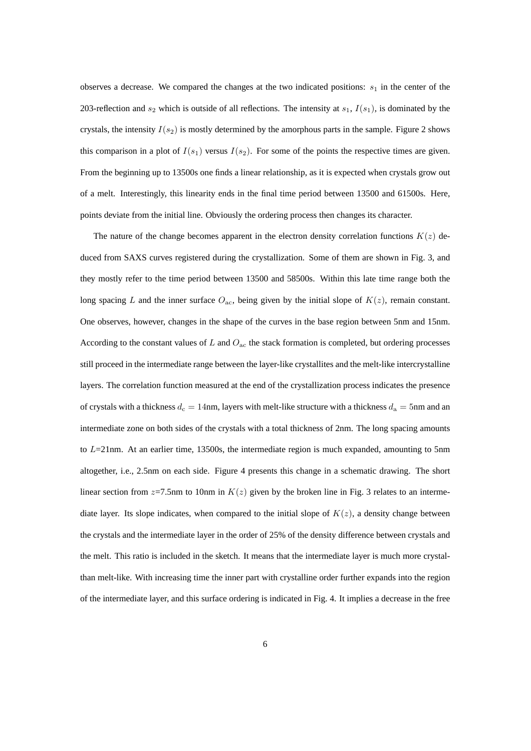observes a decrease. We compared the changes at the two indicated positions: $s_1$ in the center of the 203-reflection and $s_2$ which is outside of all reflections. The intensity at $s_1$, $I(s_1)$, is dominated by the crystals, the intensity $I(s_2)$ is mostly determined by the amorphous parts in the sample. Figure 2 shows this comparison in a plot of $I(s_1)$ versus $I(s_2)$. For some of the points the respective times are given. From the beginning up to 13500s one finds a linear relationship, as it is expected when crystals grow out of a melt. Interestingly, this linearity ends in the final time period between 13500 and 61500s. Here, points deviate from the initial line. Obviously the ordering process then changes its character.

The nature of the change becomes apparent in the electron density correlation functions $K(z)$ deduced from SAXS curves registered during the crystallization. Some of them are shown in Fig. 3, and they mostly refer to the time period between 13500 and 58500s. Within this late time range both the long spacing $L$ and the inner surface $O_{\mathrm{ac}}$, being given by the initial slope of $K(z)$, remain constant. One observes, however, changes in the shape of the curves in the base region between 5nm and 15nm. According to the constant values of $L$ and $O_{\mathrm{ac}}$ the stack formation is completed, but ordering processes still proceed in the intermediate range between the layer-like crystallites and the melt-like intercrystalline layers. The correlation function measured at the end of the crystallization process indicates the presence of crystals with a thickness $d_{\mathrm{c}} = 14$nm, layers with melt-like structure with a thickness $d_{\mathrm{a}} = 5$nm and an intermediate zone on both sides of the crystals with a total thickness of 2nm. The long spacing amounts to $L$=21nm. At an earlier time, 13500s, the intermediate region is much expanded, amounting to 5nm altogether, i.e., 2.5nm on each side. Figure 4 presents this change in a schematic drawing. The short linear section from $z$=7.5nm to 10nm in $K(z)$ given by the broken line in Fig. 3 relates to an intermediate layer. Its slope indicates, when compared to the initial slope of $K(z)$, a density change between the crystals and the intermediate layer in the order of 25% of the density difference between crystals and the melt. This ratio is included in the sketch. It means that the intermediate layer is much more crystal- than melt-like. With increasing time the inner part with crystalline order further expands into the region of the intermediate layer, and this surface ordering is indicated in Fig. 4. It implies a decrease in the free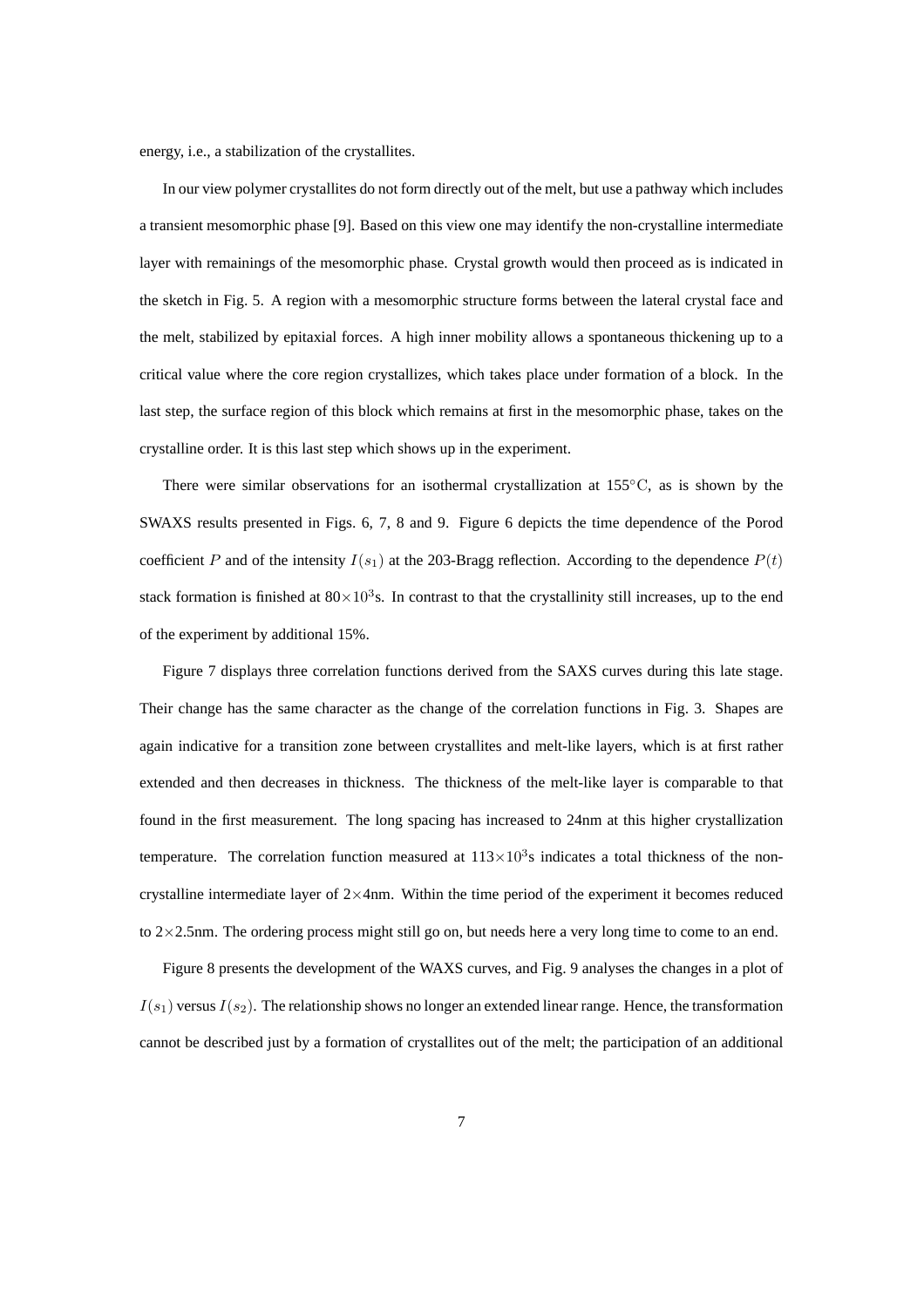energy, i.e., a stabilization of the crystallites.

In our view polymer crystallites do not form directly out of the melt, but use a pathway which includes a transient mesomorphic phase [9]. Based on this view one may identify the non-crystalline intermediate layer with remainings of the mesomorphic phase. Crystal growth would then proceed as is indicated in the sketch in Fig. 5. A region with a mesomorphic structure forms between the lateral crystal face and the melt, stabilized by epitaxial forces. A high inner mobility allows a spontaneous thickening up to a critical value where the core region crystallizes, which takes place under formation of a block. In the last step, the surface region of this block which remains at first in the mesomorphic phase, takes on the crystalline order. It is this last step which shows up in the experiment.

There were similar observations for an isothermal crystallization at $155^{\circ}\mathrm{C}$, as is shown by the SWAXS results presented in Figs. 6, 7, 8 and 9. Figure 6 depicts the time dependence of the Porod coefficient $P$ and of the intensity $I(s_1)$ at the 203-Bragg reflection. According to the dependence $P(t)$ stack formation is finished at $80\times10^3$s. In contrast to that the crystallinity still increases, up to the end of the experiment by additional 15%.

Figure 7 displays three correlation functions derived from the SAXS curves during this late stage. Their change has the same character as the change of the correlation functions in Fig. 3. Shapes are again indicative for a transition zone between crystallites and melt-like layers, which is at first rather extended and then decreases in thickness. The thickness of the melt-like layer is comparable to that found in the first measurement. The long spacing has increased to 24nm at this higher crystallization temperature. The correlation function measured at $113\times10^3$s indicates a total thickness of the non-crystalline intermediate layer of $2\times4$nm. Within the time period of the experiment it becomes reduced to $2\times2.5$nm. The ordering process might still go on, but needs here a very long time to come to an end.

Figure 8 presents the development of the WAXS curves, and Fig. 9 analyses the changes in a plot of $I(s_1)$ versus $I(s_2)$. The relationship shows no longer an extended linear range. Hence, the transformation cannot be described just by a formation of crystallites out of the melt; the participation of an additional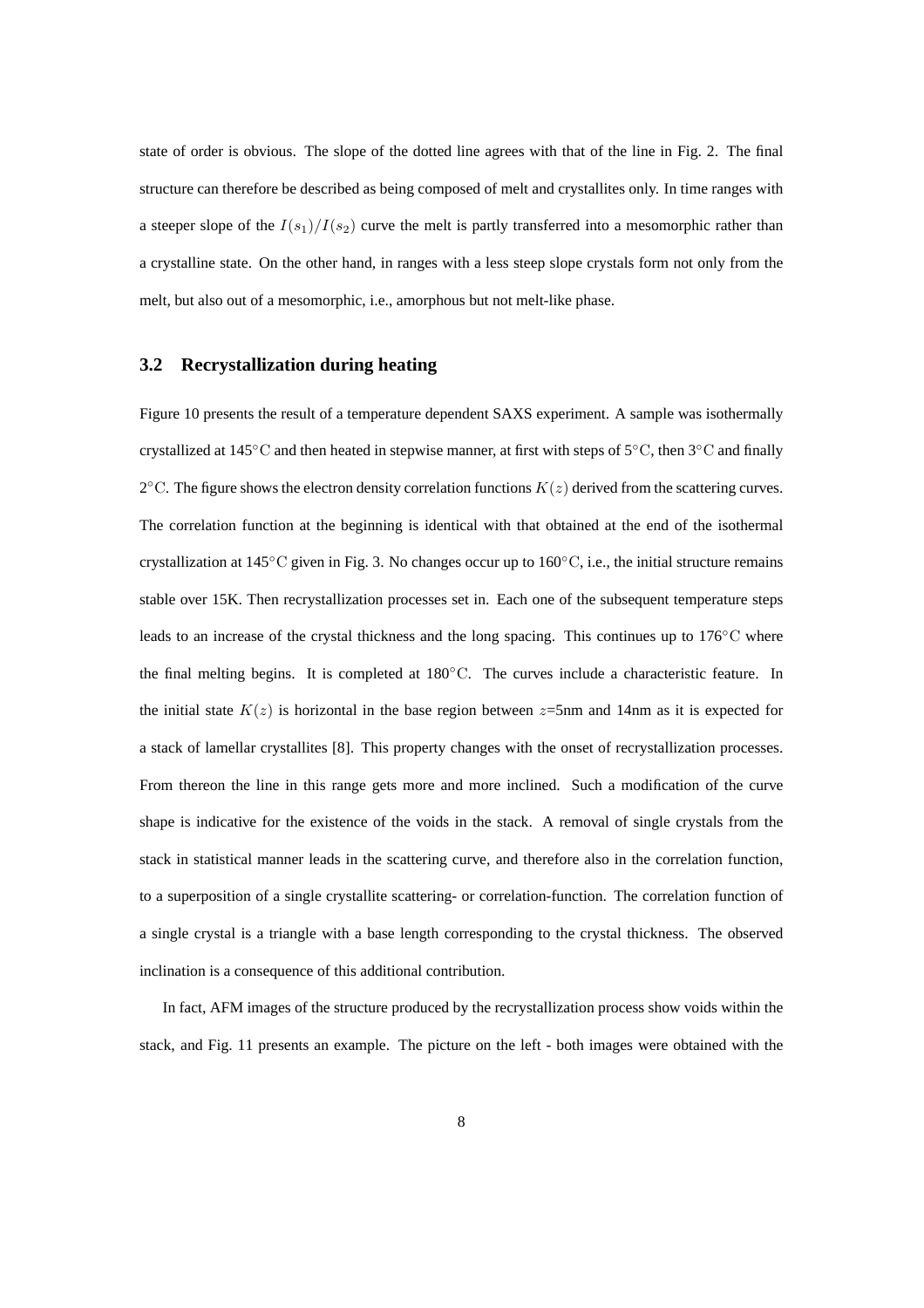state of order is obvious. The slope of the dotted line agrees with that of the line in Fig. 2. The final structure can therefore be described as being composed of melt and crystallites only. In time ranges with a steeper slope of the $I(s_1)/I(s_2)$ curve the melt is partly transferred into a mesomorphic rather than a crystalline state. On the other hand, in ranges with a less steep slope crystals form not only from the melt, but also out of a mesomorphic, i.e., amorphous but not melt-like phase.

### 3.2 Recrystallization during heating

Figure 10 presents the result of a temperature dependent SAXS experiment. A sample was isothermally crystallized at 145°C and then heated in stepwise manner, at first with steps of 5°C, then 3°C and finally 2°C. The figure shows the electron density correlation functions $K(z)$ derived from the scattering curves. The correlation function at the beginning is identical with that obtained at the end of the isothermal crystallization at 145°C given in Fig. 3. No changes occur up to 160°C, i.e., the initial structure remains stable over 15K. Then recrystallization processes set in. Each one of the subsequent temperature steps leads to an increase of the crystal thickness and the long spacing. This continues up to 176°C where the final melting begins. It is completed at 180°C. The curves include a characteristic feature. In the initial state $K(z)$ is horizontal in the base region between $z$=5nm and 14nm as it is expected for a stack of lamellar crystallites [8]. This property changes with the onset of recrystallization processes. From thereon the line in this range gets more and more inclined. Such a modification of the curve shape is indicative for the existence of the voids in the stack. A removal of single crystals from the stack in statistical manner leads in the scattering curve, and therefore also in the correlation function, to a superposition of a single crystallite scattering- or correlation-function. The correlation function of a single crystal is a triangle with a base length corresponding to the crystal thickness. The observed inclination is a consequence of this additional contribution.

In fact, AFM images of the structure produced by the recrystallization process show voids within the stack, and Fig. 11 presents an example. The picture on the left - both images were obtained with the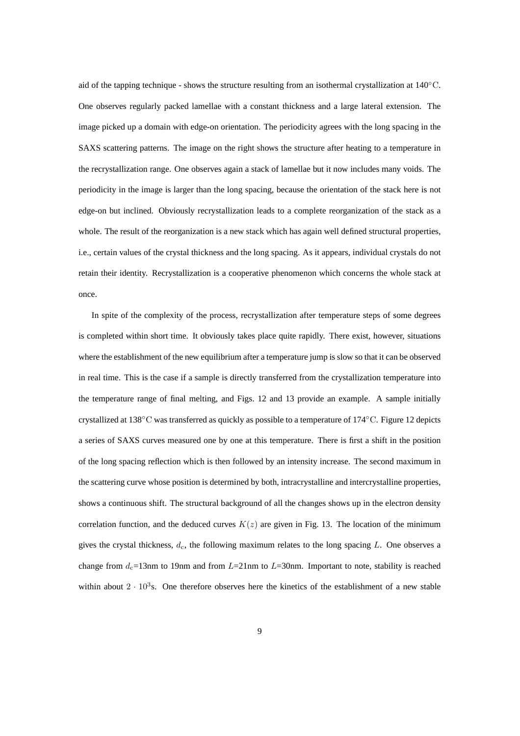aid of the tapping technique - shows the structure resulting from an isothermal crystallization at 140°C. One observes regularly packed lamellae with a constant thickness and a large lateral extension. The image picked up a domain with edge-on orientation. The periodicity agrees with the long spacing in the SAXS scattering patterns. The image on the right shows the structure after heating to a temperature in the recrystallization range. One observes again a stack of lamellae but it now includes many voids. The periodicity in the image is larger than the long spacing, because the orientation of the stack here is not edge-on but inclined. Obviously recrystallization leads to a complete reorganization of the stack as a whole. The result of the reorganization is a new stack which has again well defined structural properties, i.e., certain values of the crystal thickness and the long spacing. As it appears, individual crystals do not retain their identity. Recrystallization is a cooperative phenomenon which concerns the whole stack at once.

In spite of the complexity of the process, recrystallization after temperature steps of some degrees is completed within short time. It obviously takes place quite rapidly. There exist, however, situations where the establishment of the new equilibrium after a temperature jump is slow so that it can be observed in real time. This is the case if a sample is directly transferred from the crystallization temperature into the temperature range of final melting, and Figs. 12 and 13 provide an example. A sample initially crystallized at 138°C was transferred as quickly as possible to a temperature of 174°C. Figure 12 depicts a series of SAXS curves measured one by one at this temperature. There is first a shift in the position of the long spacing reflection which is then followed by an intensity increase. The second maximum in the scattering curve whose position is determined by both, intracrystalline and intercrystalline properties, shows a continuous shift. The structural background of all the changes shows up in the electron density correlation function, and the deduced curves $K(z)$ are given in Fig. 13. The location of the minimum gives the crystal thickness, $d_c$, the following maximum relates to the long spacing $L$. One observes a change from $d_c$=13nm to 19nm and from $L$=21nm to $L$=30nm. Important to note, stability is reached within about $2 \cdot 10^3$s. One therefore observes here the kinetics of the establishment of a new stable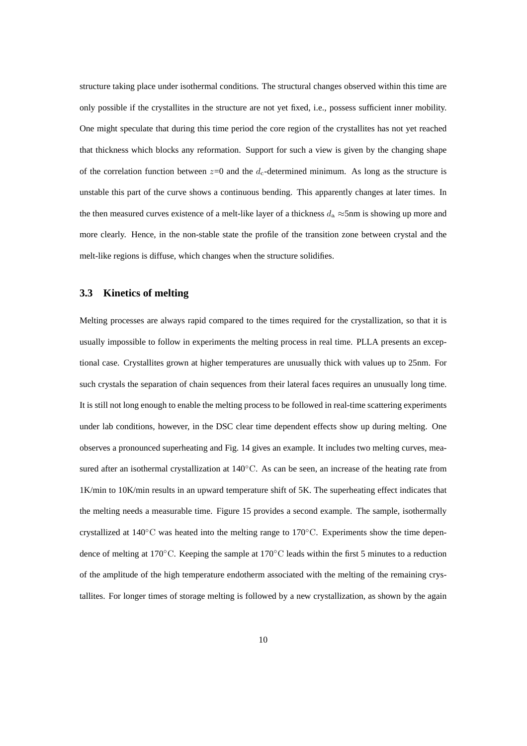structure taking place under isothermal conditions. The structural changes observed within this time are only possible if the crystallites in the structure are not yet fixed, i.e., possess sufficient inner mobility. One might speculate that during this time period the core region of the crystallites has not yet reached that thickness which blocks any reformation. Support for such a view is given by the changing shape of the correlation function between $z$=0 and the $d_c$-determined minimum. As long as the structure is unstable this part of the curve shows a continuous bending. This apparently changes at later times. In the then measured curves existence of a melt-like layer of a thickness $d_a \approx$5nm is showing up more and more clearly. Hence, in the non-stable state the profile of the transition zone between crystal and the melt-like regions is diffuse, which changes when the structure solidifies.

### 3.3 Kinetics of melting

Melting processes are always rapid compared to the times required for the crystallization, so that it is usually impossible to follow in experiments the melting process in real time. PLLA presents an exceptional case. Crystallites grown at higher temperatures are unusually thick with values up to 25nm. For such crystals the separation of chain sequences from their lateral faces requires an unusually long time. It is still not long enough to enable the melting process to be followed in real-time scattering experiments under lab conditions, however, in the DSC clear time dependent effects show up during melting. One observes a pronounced superheating and Fig. 14 gives an example. It includes two melting curves, measured after an isothermal crystallization at 140$^\circ$C. As can be seen, an increase of the heating rate from 1K/min to 10K/min results in an upward temperature shift of 5K. The superheating effect indicates that the melting needs a measurable time. Figure 15 provides a second example. The sample, isothermally crystallized at 140$^\circ$C was heated into the melting range to 170$^\circ$C. Experiments show the time dependence of melting at 170$^\circ$C. Keeping the sample at 170$^\circ$C leads within the first 5 minutes to a reduction of the amplitude of the high temperature endotherm associated with the melting of the remaining crystallites. For longer times of storage melting is followed by a new crystallization, as shown by the again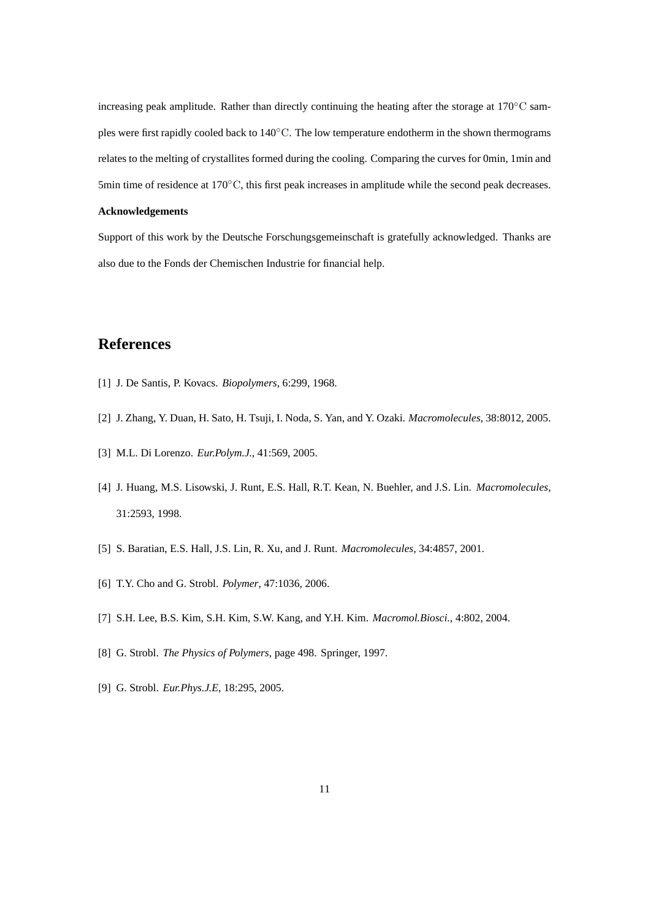increasing peak amplitude. Rather than directly continuing the heating after the storage at $170^{\circ}\mathrm{C}$ samples were first rapidly cooled back to $140^{\circ}\mathrm{C}$. The low temperature endotherm in the shown thermograms relates to the melting of crystallites formed during the cooling. Comparing the curves for 0min, 1min and 5min time of residence at $170^{\circ}\mathrm{C}$, this first peak increases in amplitude while the second peak decreases.

**Acknowledgements**

Support of this work by the Deutsche Forschungsgemeinschaft is gratefully acknowledged. Thanks are also due to the Fonds der Chemischen Industrie for financial help.

## References

[1] J. De Santis, P. Kovacs. *Biopolymers*, 6:299, 1968.

[2] J. Zhang, Y. Duan, H. Sato, H. Tsuji, I. Noda, S. Yan, and Y. Ozaki. *Macromolecules*, 38:8012, 2005.

[3] M.L. Di Lorenzo. *Eur.Polym.J.*, 41:569, 2005.

[4] J. Huang, M.S. Lisowski, J. Runt, E.S. Hall, R.T. Kean, N. Buehler, and J.S. Lin. *Macromolecules*, 31:2593, 1998.

[5] S. Baratian, E.S. Hall, J.S. Lin, R. Xu, and J. Runt. *Macromolecules*, 34:4857, 2001.

[6] T.Y. Cho and G. Strobl. *Polymer*, 47:1036, 2006.

[7] S.H. Lee, B.S. Kim, S.H. Kim, S.W. Kang, and Y.H. Kim. *Macromol.Biosci.*, 4:802, 2004.

[8] G. Strobl. *The Physics of Polymers*, page 498. Springer, 1997.

[9] G. Strobl. *Eur.Phys.J.E*, 18:295, 2005.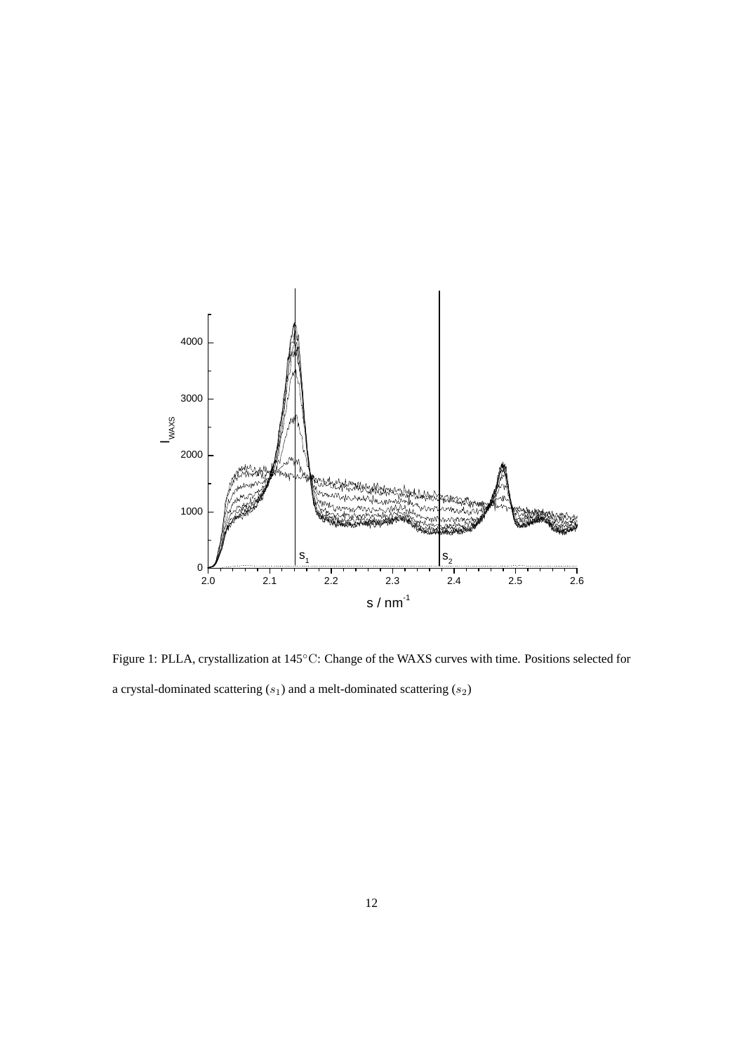Figure 1: PLLA, crystallization at 145°C: Change of the WAXS curves with time. Positions selected for a crystal-dominated scattering ($s_1$) and a melt-dominated scattering ($s_2$)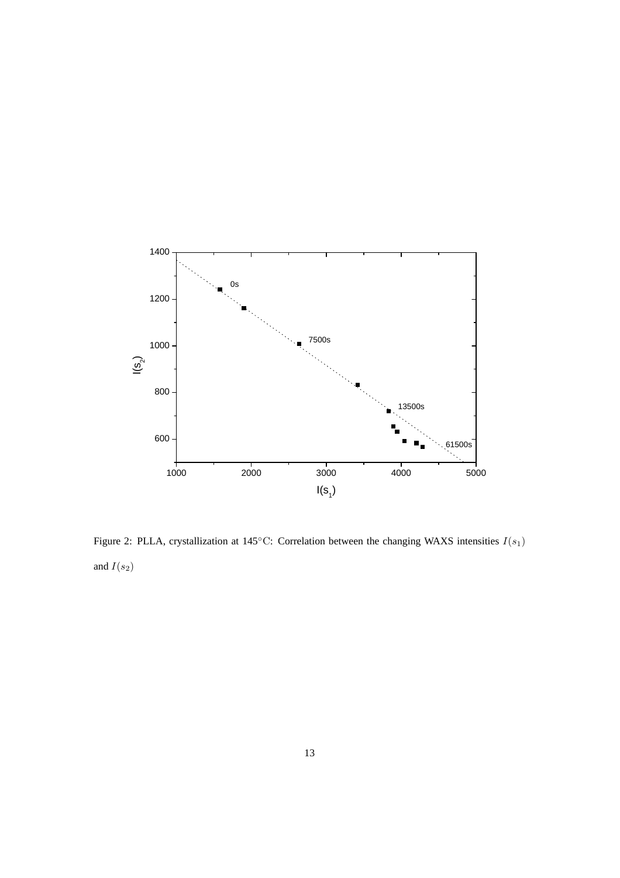Figure 2: PLLA, crystallization at 145°C: Correlation between the changing WAXS intensities $I(s_1)$ and $I(s_2)$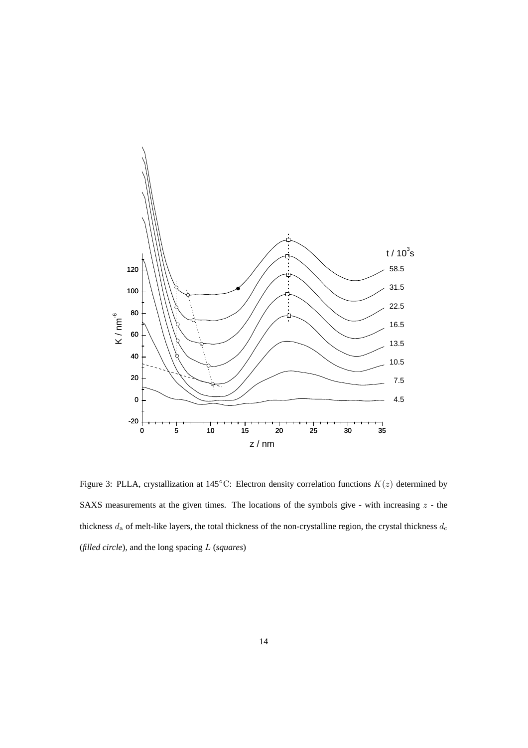Figure 3: PLLA, crystallization at 145°C: Electron density correlation functions $K(z)$ determined by SAXS measurements at the given times. The locations of the symbols give - with increasing $z$ - the thickness $d_{\mathrm{a}}$ of melt-like layers, the total thickness of the non-crystalline region, the crystal thickness $d_{\mathrm{c}}$ (*filled circle*), and the long spacing $L$ (*squares*)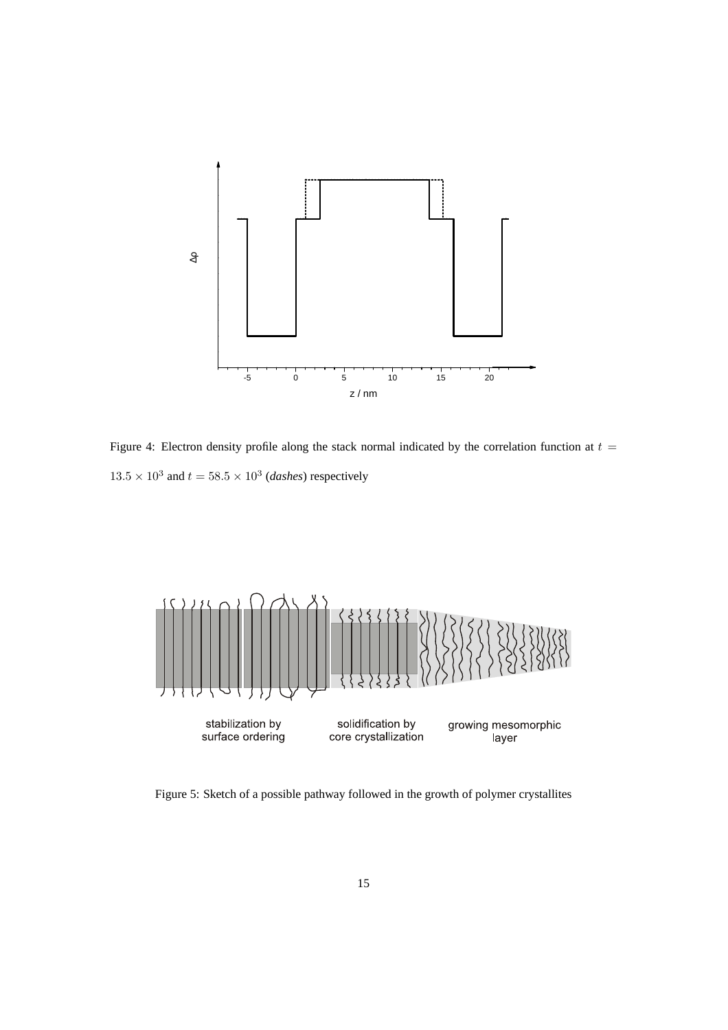Figure 4: Electron density profile along the stack normal indicated by the correlation function at $t = 13.5 \times 10^3$ and $t = 58.5 \times 10^3$ (*dashes*) respectively

Figure 5: Sketch of a possible pathway followed in the growth of polymer crystallites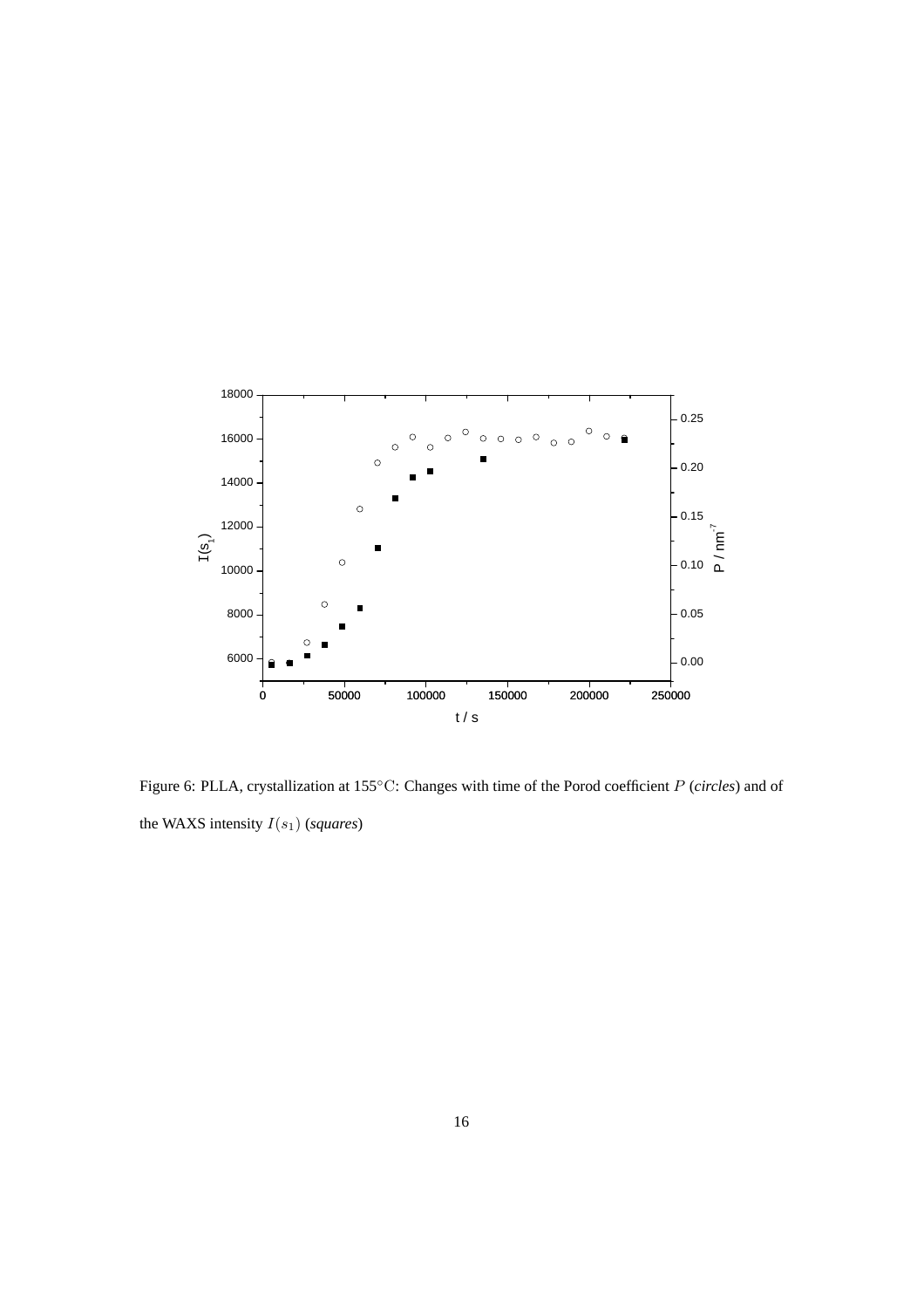Figure 6: PLLA, crystallization at 155°C: Changes with time of the Porod coefficient $P$ (*circles*) and of the WAXS intensity $I(s_1)$ (*squares*)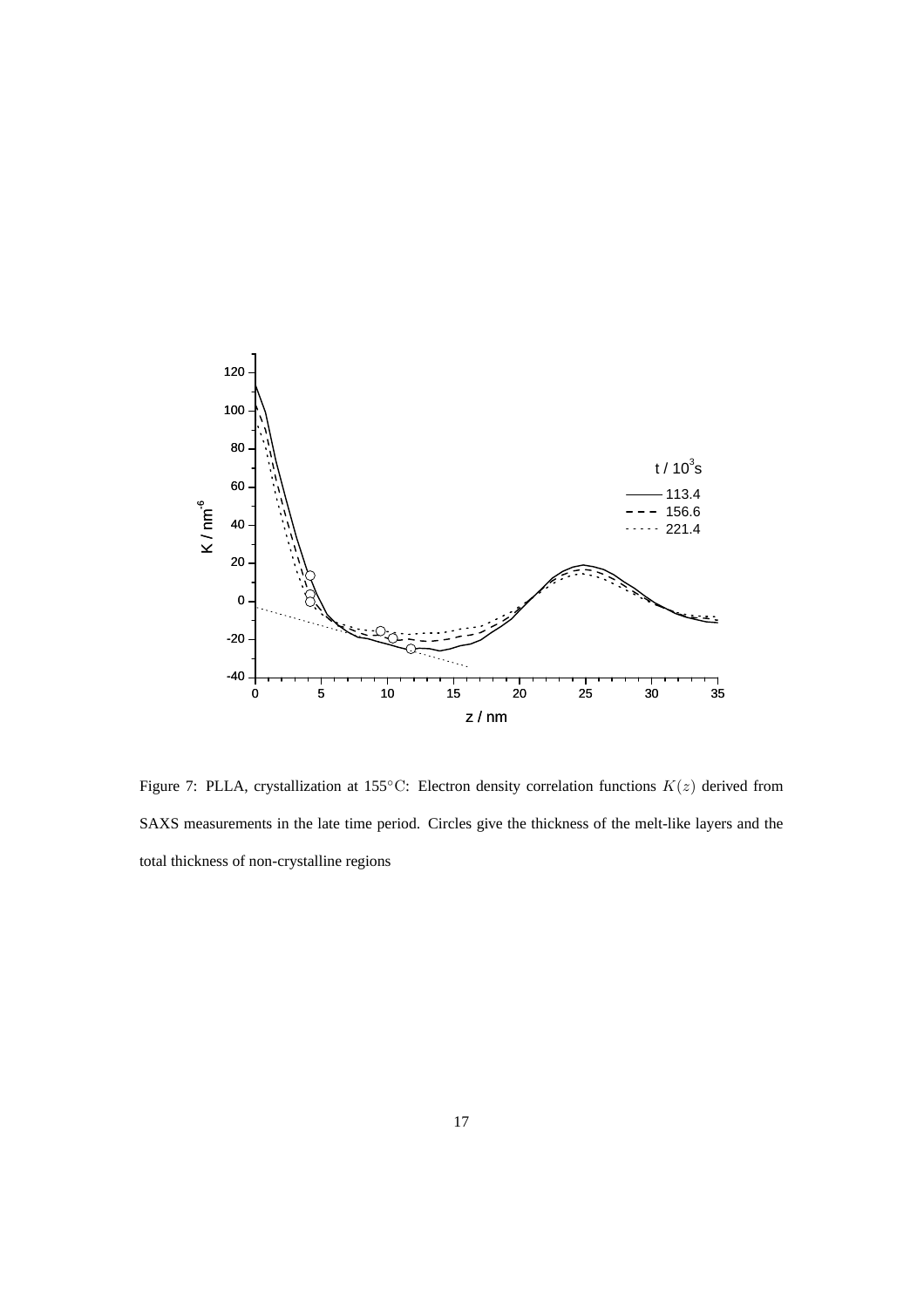Figure 7: PLLA, crystallization at 155°C: Electron density correlation functions $K(z)$ derived from SAXS measurements in the late time period. Circles give the thickness of the melt-like layers and the total thickness of non-crystalline regions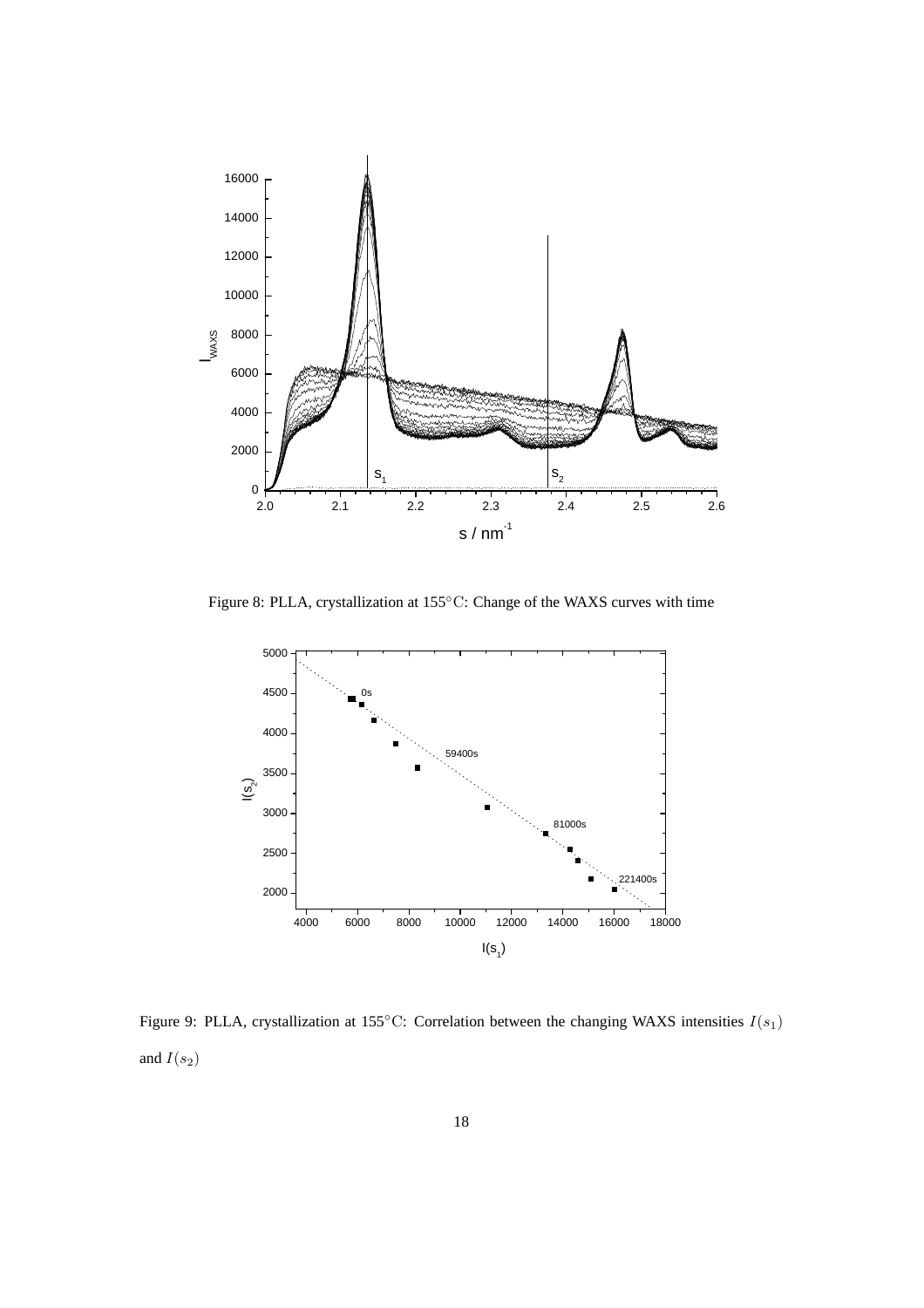Figure 8: PLLA, crystallization at 155°C: Change of the WAXS curves with time

Figure 9: PLLA, crystallization at 155°C: Correlation between the changing WAXS intensities $I(s_1)$ and $I(s_2)$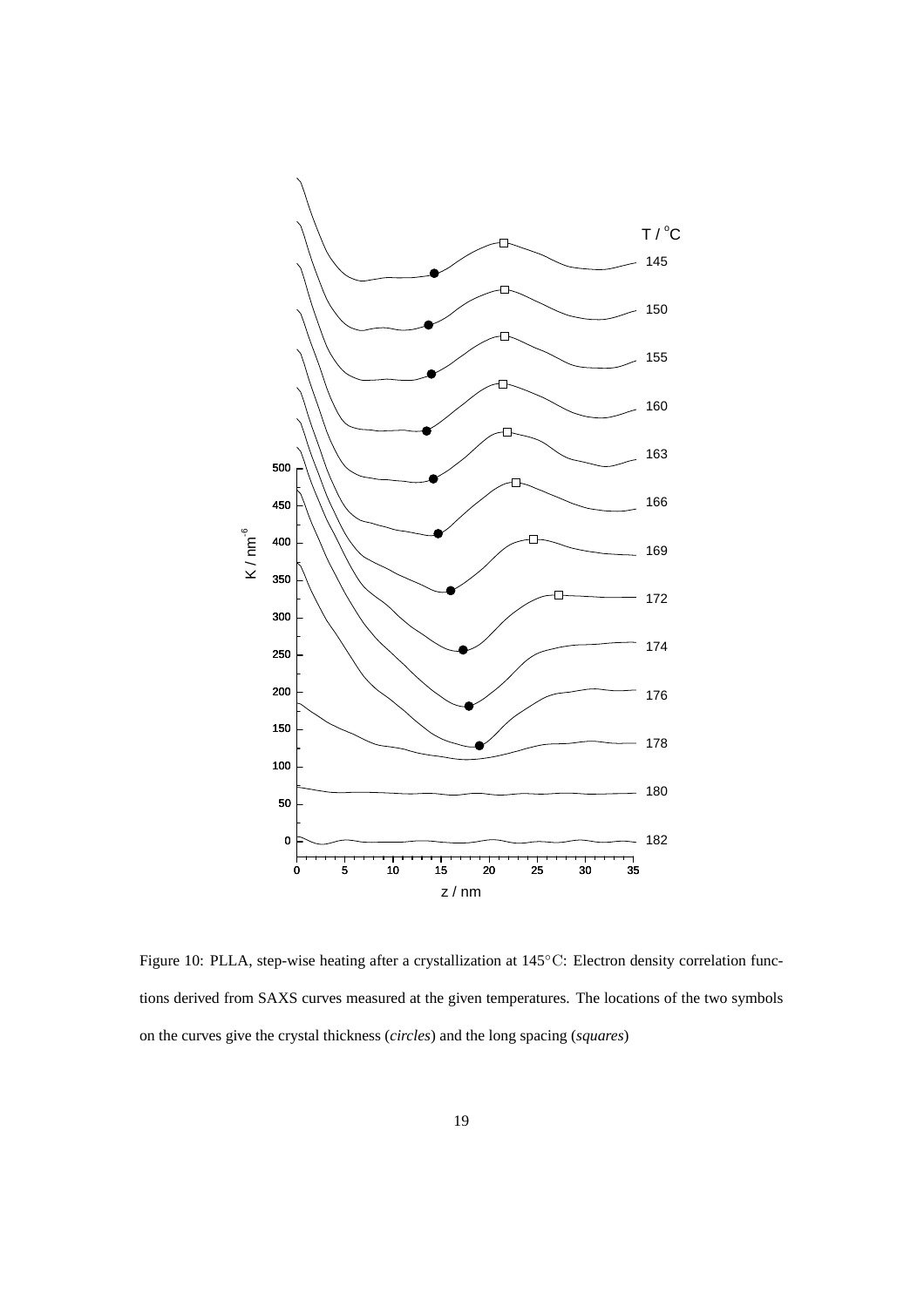Figure 10: PLLA, step-wise heating after a crystallization at 145°C: Electron density correlation functions derived from SAXS curves measured at the given temperatures. The locations of the two symbols on the curves give the crystal thickness (*circles*) and the long spacing (*squares*)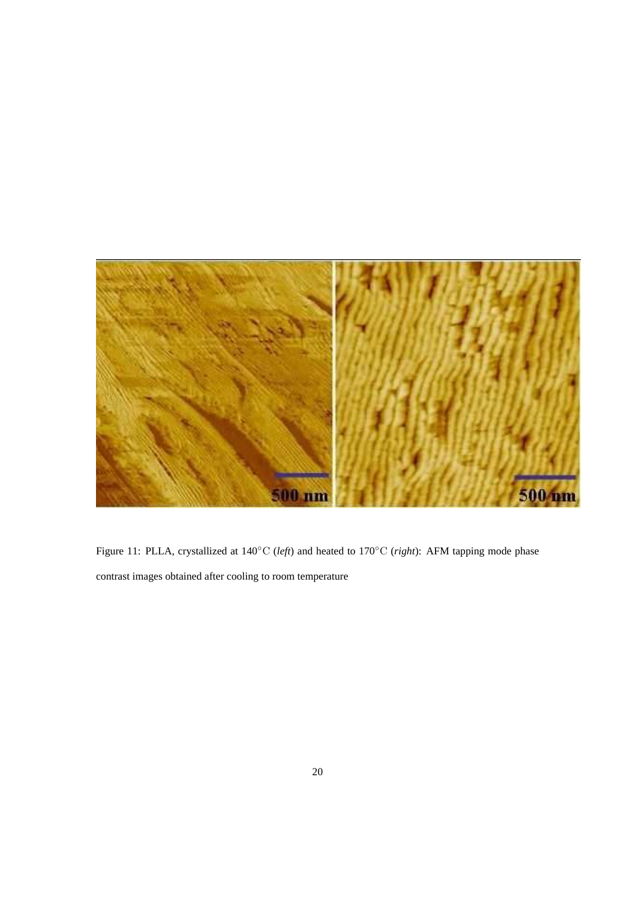Figure 11: PLLA, crystallized at 140°C (*left*) and heated to 170°C (*right*): AFM tapping mode phase contrast images obtained after cooling to room temperature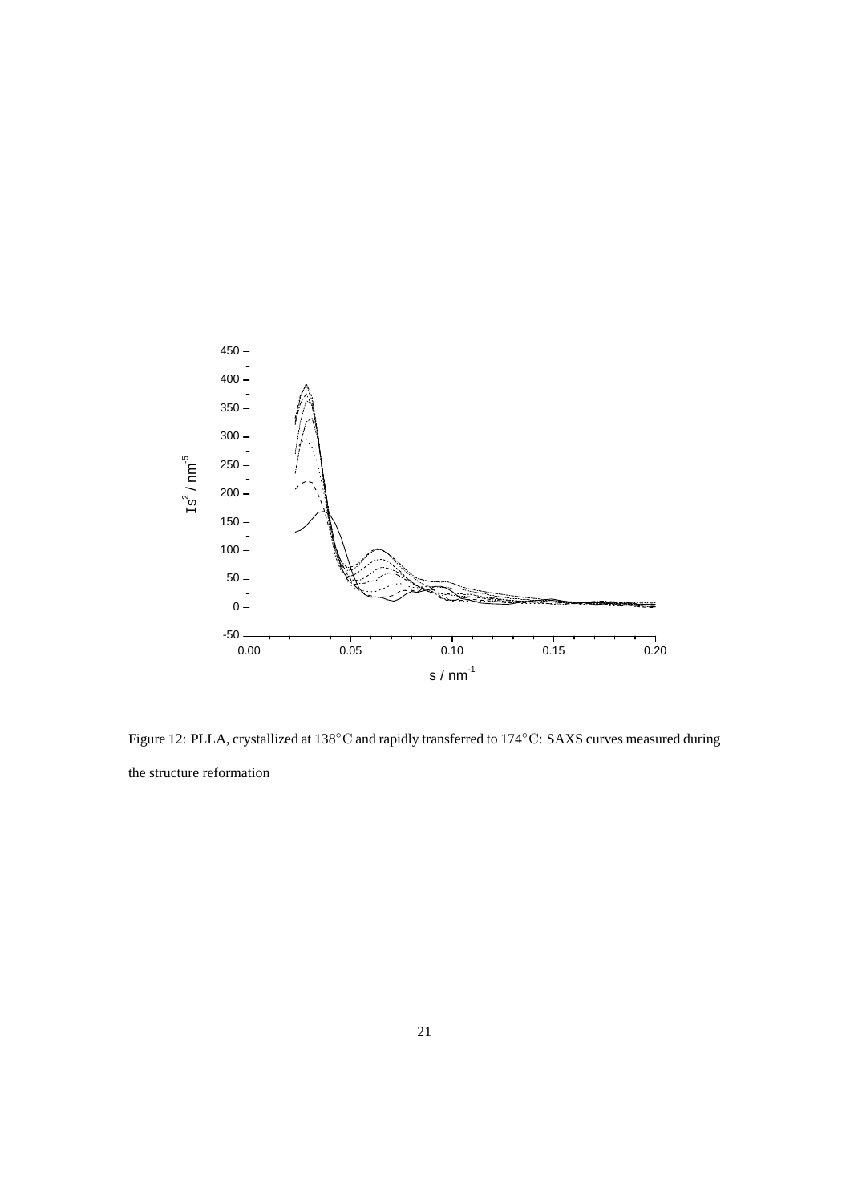Figure 12: PLLA, crystallized at 138°C and rapidly transferred to 174°C: SAXS curves measured during the structure reformation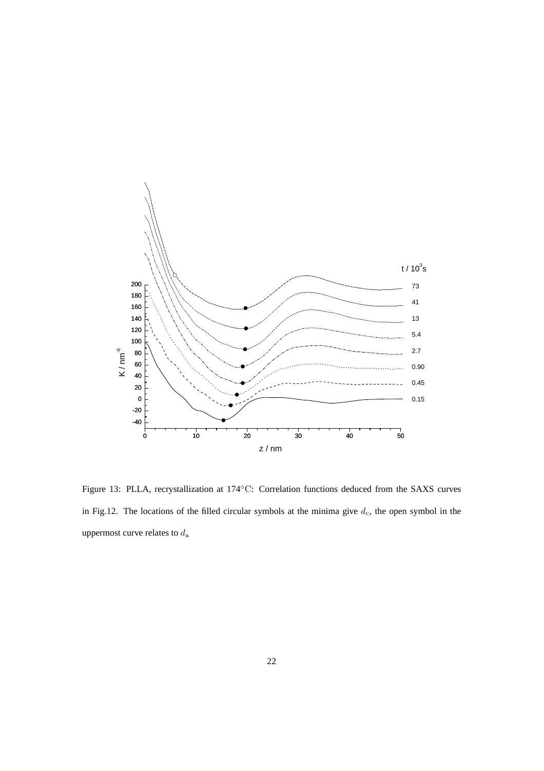Figure 13: PLLA, recrystallization at 174°C: Correlation functions deduced from the SAXS curves in Fig.12. The locations of the filled circular symbols at the minima give $d_c$, the open symbol in the uppermost curve relates to $d_a$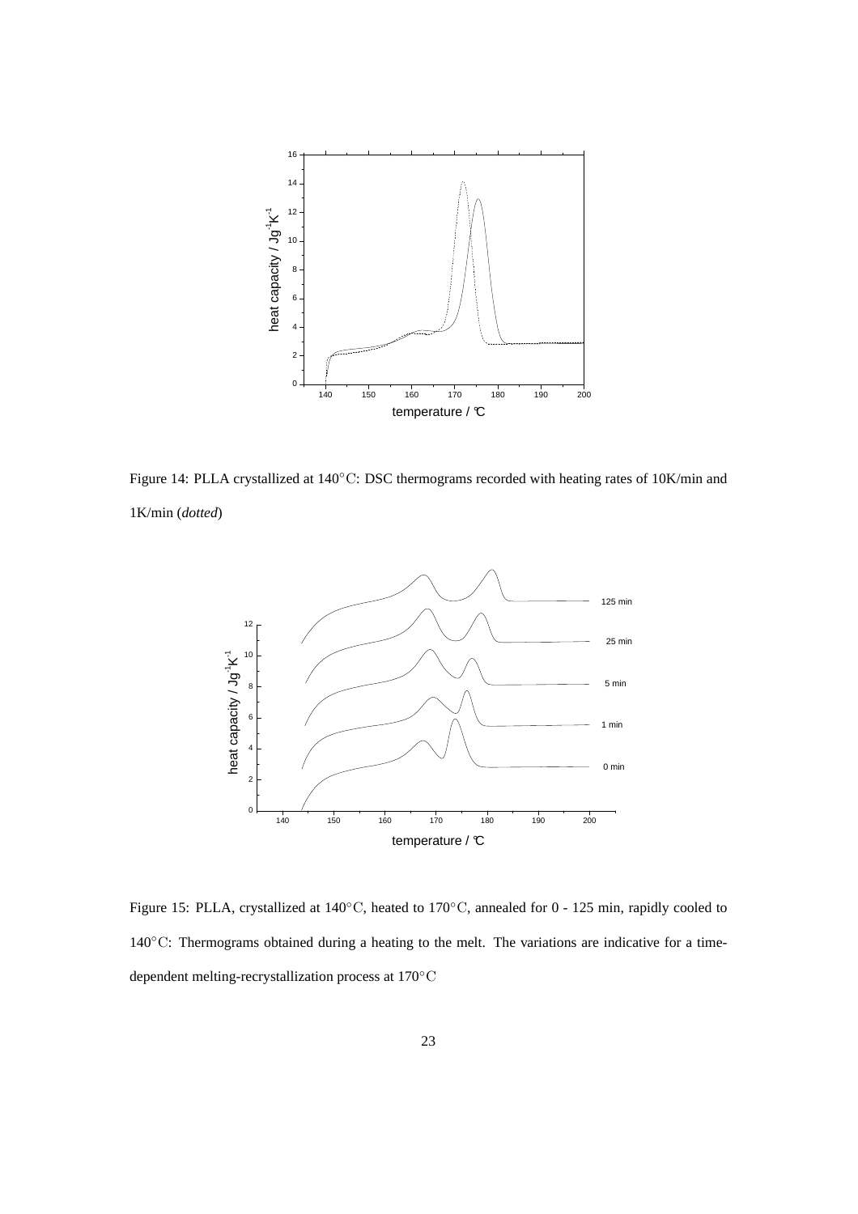heat capacity / Jg$^{-1}$K$^{-1}$

0
2
4
6
8
10
12
14
16

140
150
160
170
180
190
200

temperature / °C

Figure 14: PLLA crystallized at 140°C: DSC thermograms recorded with heating rates of 10K/min and 1K/min (*dotted*)

heat capacity / Jg$^{-1}$K$^{-1}$

0
2
4
6
8
10
12

140
150
160
170
180
190
200

temperature / °C

125 min
25 min
5 min
1 min
0 min

Figure 15: PLLA, crystallized at 140°C, heated to 170°C, annealed for 0 - 125 min, rapidly cooled to 140°C: Thermograms obtained during a heating to the melt. The variations are indicative for a time-dependent melting-recrystallization process at 170°C